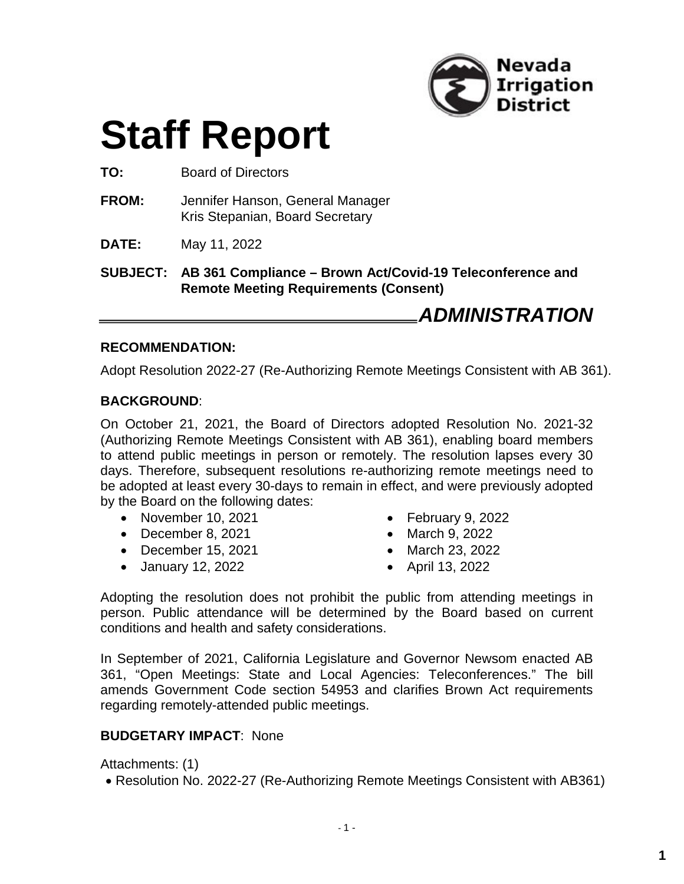Nevada Irrigation District

# Staff Report

**TO:** Board of Directors

**FROM:** Jennifer Hanson, General Manager
Kris Stepanian, Board Secretary

**DATE:** May 11, 2022

**SUBJECT: AB 361 Compliance – Brown Act/Covid-19 Teleconference and Remote Meeting Requirements (Consent)**

## *ADMINISTRATION*

### RECOMMENDATION:

Adopt Resolution 2022-27 (Re-Authorizing Remote Meetings Consistent with AB 361).

### BACKGROUND:

On October 21, 2021, the Board of Directors adopted Resolution No. 2021-32 (Authorizing Remote Meetings Consistent with AB 361), enabling board members to attend public meetings in person or remotely. The resolution lapses every 30 days. Therefore, subsequent resolutions re-authorizing remote meetings need to be adopted at least every 30-days to remain in effect, and were previously adopted by the Board on the following dates:

- November 10, 2021
- December 8, 2021
- December 15, 2021
- January 12, 2022
- February 9, 2022
- March 9, 2022
- March 23, 2022
- April 13, 2022

Adopting the resolution does not prohibit the public from attending meetings in person. Public attendance will be determined by the Board based on current conditions and health and safety considerations.

In September of 2021, California Legislature and Governor Newsom enacted AB 361, "Open Meetings: State and Local Agencies: Teleconferences." The bill amends Government Code section 54953 and clarifies Brown Act requirements regarding remotely-attended public meetings.

**BUDGETARY IMPACT**: None

Attachments: (1)

- Resolution No. 2022-27 (Re-Authorizing Remote Meetings Consistent with AB361)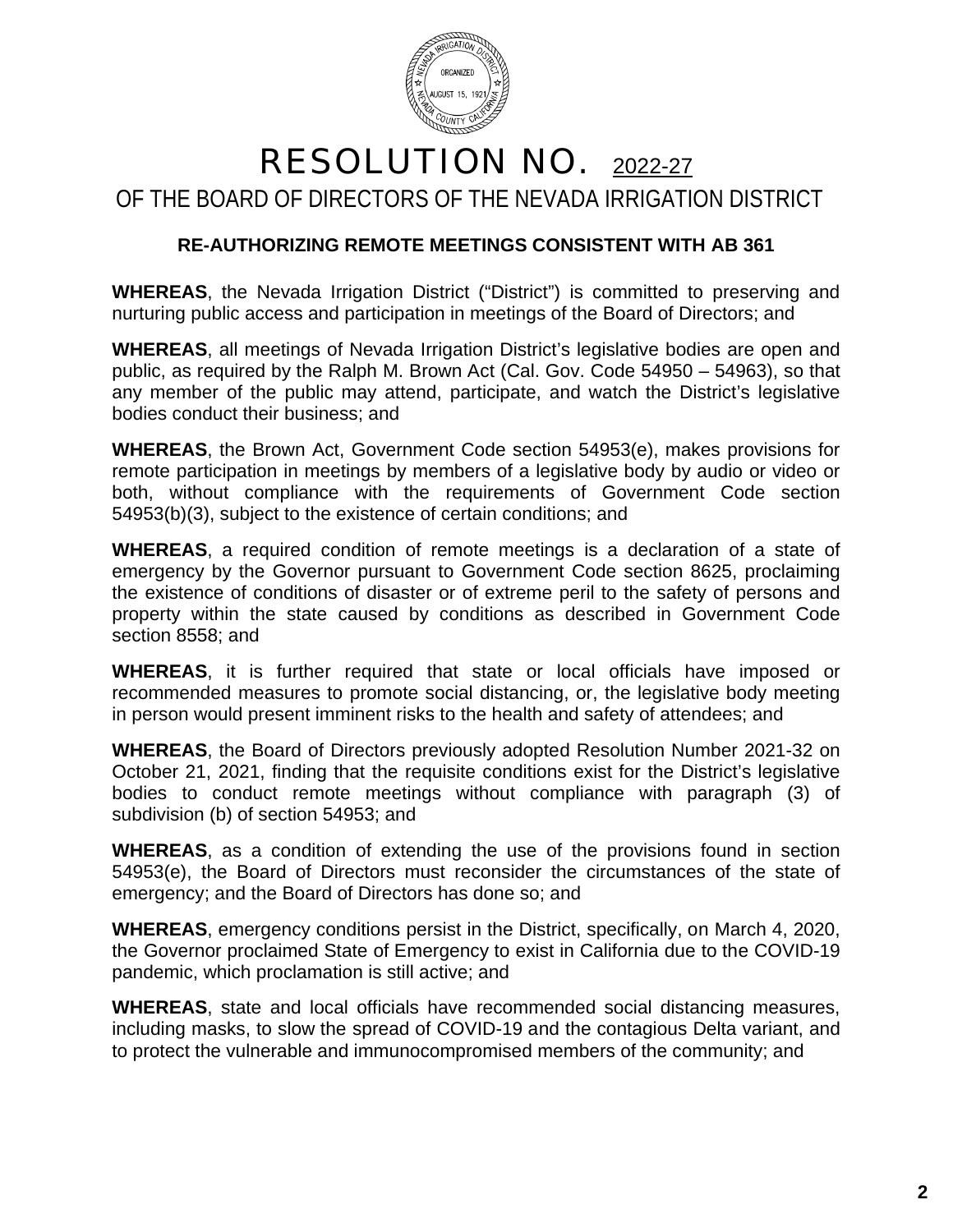# RESOLUTION NO. 2022-27

## OF THE BOARD OF DIRECTORS OF THE NEVADA IRRIGATION DISTRICT

### RE-AUTHORIZING REMOTE MEETINGS CONSISTENT WITH AB 361

**WHEREAS**, the Nevada Irrigation District ("District") is committed to preserving and nurturing public access and participation in meetings of the Board of Directors; and

**WHEREAS**, all meetings of Nevada Irrigation District's legislative bodies are open and public, as required by the Ralph M. Brown Act (Cal. Gov. Code 54950 – 54963), so that any member of the public may attend, participate, and watch the District's legislative bodies conduct their business; and

**WHEREAS**, the Brown Act, Government Code section 54953(e), makes provisions for remote participation in meetings by members of a legislative body by audio or video or both, without compliance with the requirements of Government Code section 54953(b)(3), subject to the existence of certain conditions; and

**WHEREAS**, a required condition of remote meetings is a declaration of a state of emergency by the Governor pursuant to Government Code section 8625, proclaiming the existence of conditions of disaster or of extreme peril to the safety of persons and property within the state caused by conditions as described in Government Code section 8558; and

**WHEREAS**, it is further required that state or local officials have imposed or recommended measures to promote social distancing, or, the legislative body meeting in person would present imminent risks to the health and safety of attendees; and

**WHEREAS**, the Board of Directors previously adopted Resolution Number 2021-32 on October 21, 2021, finding that the requisite conditions exist for the District's legislative bodies to conduct remote meetings without compliance with paragraph (3) of subdivision (b) of section 54953; and

**WHEREAS**, as a condition of extending the use of the provisions found in section 54953(e), the Board of Directors must reconsider the circumstances of the state of emergency; and the Board of Directors has done so; and

**WHEREAS**, emergency conditions persist in the District, specifically, on March 4, 2020, the Governor proclaimed State of Emergency to exist in California due to the COVID-19 pandemic, which proclamation is still active; and

**WHEREAS**, state and local officials have recommended social distancing measures, including masks, to slow the spread of COVID-19 and the contagious Delta variant, and to protect the vulnerable and immunocompromised members of the community; and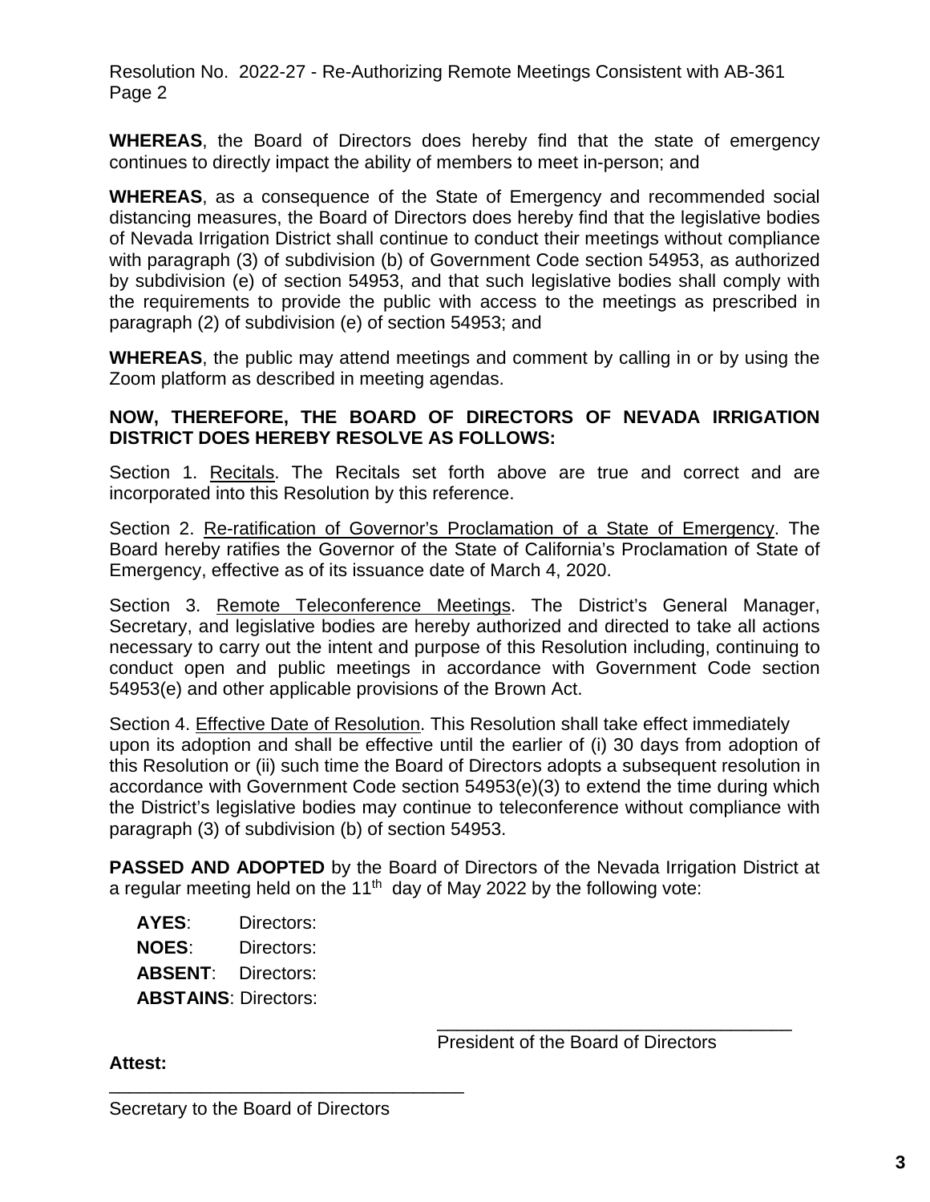**WHEREAS**, the Board of Directors does hereby find that the state of emergency continues to directly impact the ability of members to meet in-person; and

**WHEREAS**, as a consequence of the State of Emergency and recommended social distancing measures, the Board of Directors does hereby find that the legislative bodies of Nevada Irrigation District shall continue to conduct their meetings without compliance with paragraph (3) of subdivision (b) of Government Code section 54953, as authorized by subdivision (e) of section 54953, and that such legislative bodies shall comply with the requirements to provide the public with access to the meetings as prescribed in paragraph (2) of subdivision (e) of section 54953; and

**WHEREAS**, the public may attend meetings and comment by calling in or by using the Zoom platform as described in meeting agendas.

**NOW, THEREFORE, THE BOARD OF DIRECTORS OF NEVADA IRRIGATION DISTRICT DOES HEREBY RESOLVE AS FOLLOWS:**

Section 1. Recitals. The Recitals set forth above are true and correct and are incorporated into this Resolution by this reference.

Section 2. Re-ratification of Governor's Proclamation of a State of Emergency. The Board hereby ratifies the Governor of the State of California's Proclamation of State of Emergency, effective as of its issuance date of March 4, 2020.

Section 3. Remote Teleconference Meetings. The District's General Manager, Secretary, and legislative bodies are hereby authorized and directed to take all actions necessary to carry out the intent and purpose of this Resolution including, continuing to conduct open and public meetings in accordance with Government Code section 54953(e) and other applicable provisions of the Brown Act.

Section 4. Effective Date of Resolution. This Resolution shall take effect immediately upon its adoption and shall be effective until the earlier of (i) 30 days from adoption of this Resolution or (ii) such time the Board of Directors adopts a subsequent resolution in accordance with Government Code section 54953(e)(3) to extend the time during which the District's legislative bodies may continue to teleconference without compliance with paragraph (3) of subdivision (b) of section 54953.

**PASSED AND ADOPTED** by the Board of Directors of the Nevada Irrigation District at a regular meeting held on the 11th day of May 2022 by the following vote:

**AYES**: Directors:
**NOES**: Directors:
**ABSENT**: Directors:
**ABSTAINS**: Directors:

___________________________________
President of the Board of Directors

**Attest:**

___________________________________
Secretary to the Board of Directors